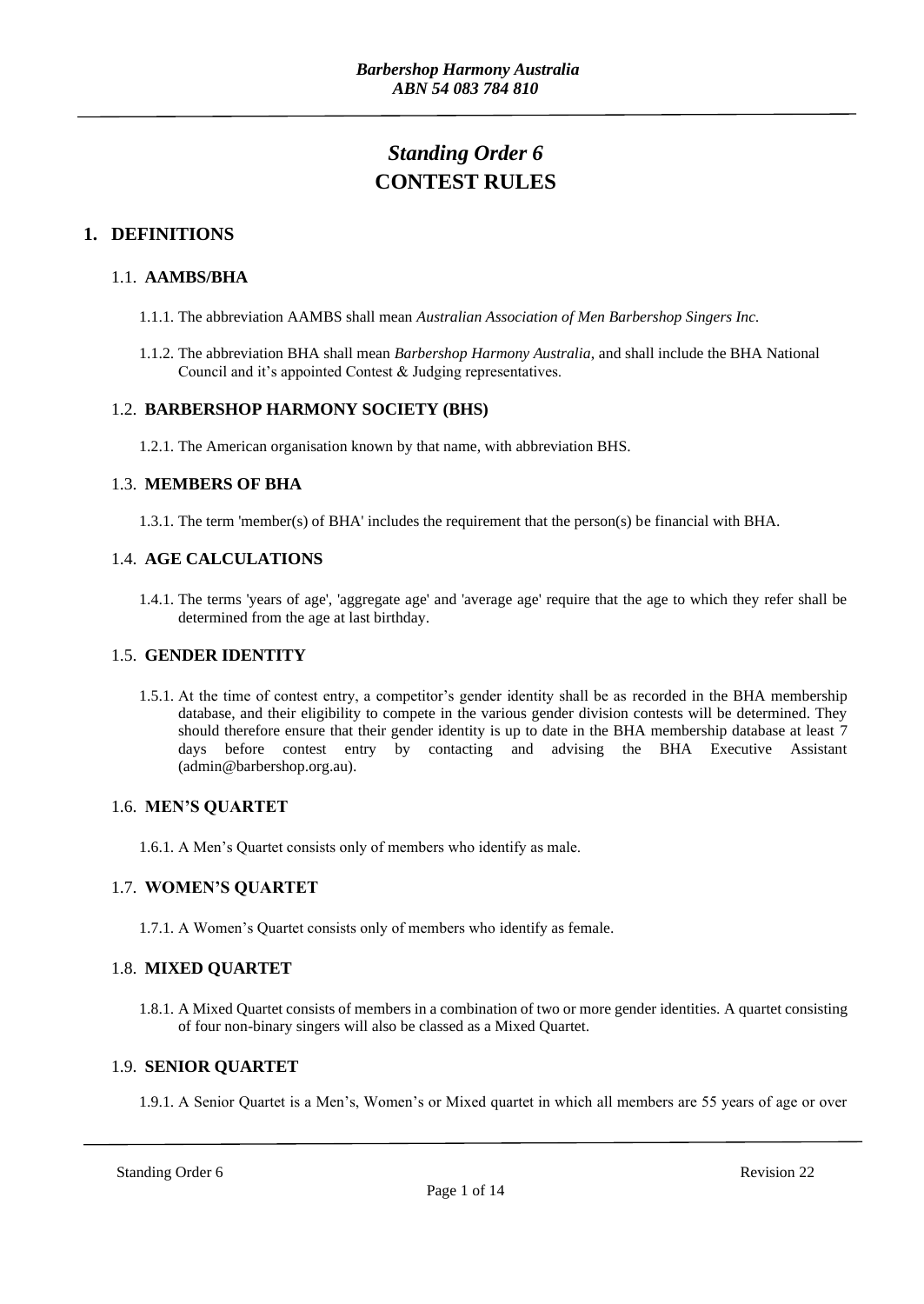# *Standing Order 6*
# CONTEST RULES

## 1. DEFINITIONS

### 1.1. AAMBS/BHA

1.1.1. The abbreviation AAMBS shall mean *Australian Association of Men Barbershop Singers Inc.*

1.1.2. The abbreviation BHA shall mean *Barbershop Harmony Australia*, and shall include the BHA National Council and it's appointed Contest & Judging representatives.

### 1.2. BARBERSHOP HARMONY SOCIETY (BHS)

1.2.1. The American organisation known by that name, with abbreviation BHS.

### 1.3. MEMBERS OF BHA

1.3.1. The term 'member(s) of BHA' includes the requirement that the person(s) be financial with BHA.

### 1.4. AGE CALCULATIONS

1.4.1. The terms 'years of age', 'aggregate age' and 'average age' require that the age to which they refer shall be determined from the age at last birthday.

### 1.5. GENDER IDENTITY

1.5.1. At the time of contest entry, a competitor's gender identity shall be as recorded in the BHA membership database, and their eligibility to compete in the various gender division contests will be determined. They should therefore ensure that their gender identity is up to date in the BHA membership database at least 7 days before contest entry by contacting and advising the BHA Executive Assistant (admin@barbershop.org.au).

### 1.6. MEN'S QUARTET

1.6.1. A Men's Quartet consists only of members who identify as male.

### 1.7. WOMEN'S QUARTET

1.7.1. A Women's Quartet consists only of members who identify as female.

### 1.8. MIXED QUARTET

1.8.1. A Mixed Quartet consists of members in a combination of two or more gender identities. A quartet consisting of four non-binary singers will also be classed as a Mixed Quartet.

### 1.9. SENIOR QUARTET

1.9.1. A Senior Quartet is a Men's, Women's or Mixed quartet in which all members are 55 years of age or over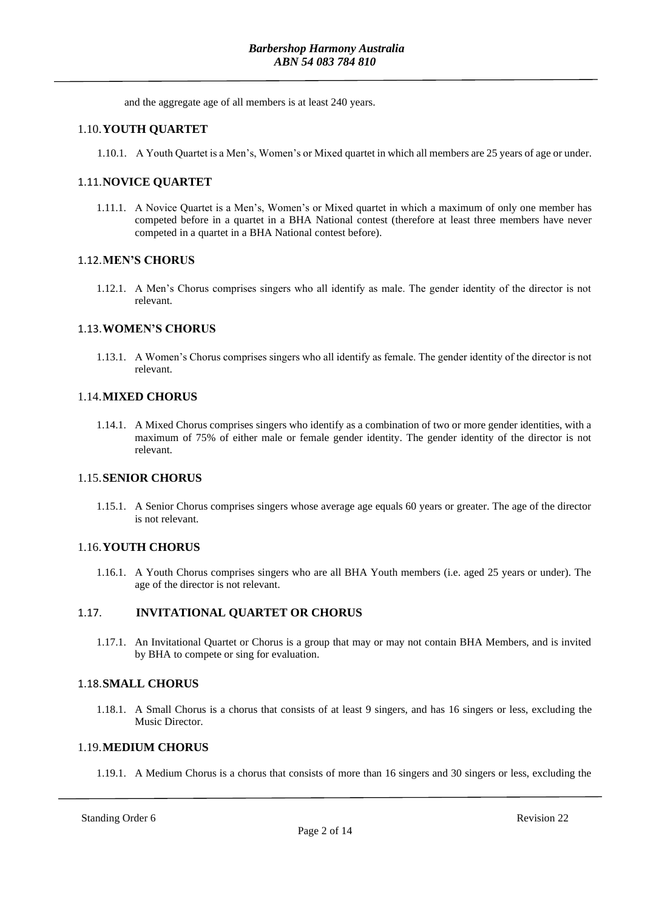and the aggregate age of all members is at least 240 years.

## 1.10. YOUTH QUARTET

1.10.1. A Youth Quartet is a Men's, Women's or Mixed quartet in which all members are 25 years of age or under.

## 1.11. NOVICE QUARTET

1.11.1. A Novice Quartet is a Men's, Women's or Mixed quartet in which a maximum of only one member has competed before in a quartet in a BHA National contest (therefore at least three members have never competed in a quartet in a BHA National contest before).

## 1.12. MEN'S CHORUS

1.12.1. A Men's Chorus comprises singers who all identify as male. The gender identity of the director is not relevant.

## 1.13. WOMEN'S CHORUS

1.13.1. A Women's Chorus comprises singers who all identify as female. The gender identity of the director is not relevant.

## 1.14. MIXED CHORUS

1.14.1. A Mixed Chorus comprises singers who identify as a combination of two or more gender identities, with a maximum of 75% of either male or female gender identity. The gender identity of the director is not relevant.

## 1.15. SENIOR CHORUS

1.15.1. A Senior Chorus comprises singers whose average age equals 60 years or greater. The age of the director is not relevant.

## 1.16. YOUTH CHORUS

1.16.1. A Youth Chorus comprises singers who are all BHA Youth members (i.e. aged 25 years or under). The age of the director is not relevant.

## 1.17. INVITATIONAL QUARTET OR CHORUS

1.17.1. An Invitational Quartet or Chorus is a group that may or may not contain BHA Members, and is invited by BHA to compete or sing for evaluation.

## 1.18. SMALL CHORUS

1.18.1. A Small Chorus is a chorus that consists of at least 9 singers, and has 16 singers or less, excluding the Music Director.

## 1.19. MEDIUM CHORUS

1.19.1. A Medium Chorus is a chorus that consists of more than 16 singers and 30 singers or less, excluding the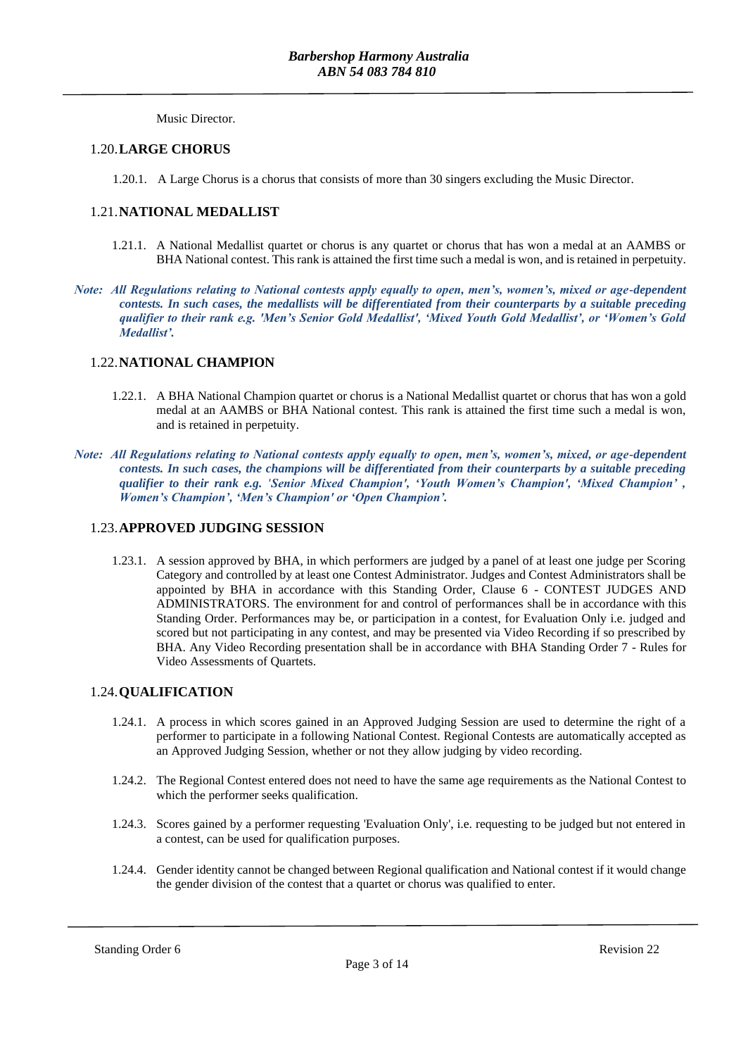Music Director.

## 1.20. LARGE CHORUS

1.20.1. A Large Chorus is a chorus that consists of more than 30 singers excluding the Music Director.

## 1.21. NATIONAL MEDALLIST

1.21.1. A National Medallist quartet or chorus is any quartet or chorus that has won a medal at an AAMBS or BHA National contest. This rank is attained the first time such a medal is won, and is retained in perpetuity.

***Note: All Regulations relating to National contests apply equally to open, men's, women's, mixed or age-dependent contests. In such cases, the medallists will be differentiated from their counterparts by a suitable preceding qualifier to their rank e.g. 'Men's Senior Gold Medallist', 'Mixed Youth Gold Medallist', or 'Women's Gold Medallist'.***

## 1.22. NATIONAL CHAMPION

1.22.1. A BHA National Champion quartet or chorus is a National Medallist quartet or chorus that has won a gold medal at an AAMBS or BHA National contest. This rank is attained the first time such a medal is won, and is retained in perpetuity.

***Note: All Regulations relating to National contests apply equally to open, men's, women's, mixed, or age-dependent contests. In such cases, the champions will be differentiated from their counterparts by a suitable preceding qualifier to their rank e.g. 'Senior Mixed Champion', 'Youth Women's Champion', 'Mixed Champion' , Women's Champion', 'Men's Champion' or 'Open Champion'.***

## 1.23. APPROVED JUDGING SESSION

1.23.1. A session approved by BHA, in which performers are judged by a panel of at least one judge per Scoring Category and controlled by at least one Contest Administrator. Judges and Contest Administrators shall be appointed by BHA in accordance with this Standing Order, Clause 6 - CONTEST JUDGES AND ADMINISTRATORS. The environment for and control of performances shall be in accordance with this Standing Order. Performances may be, or participation in a contest, for Evaluation Only i.e. judged and scored but not participating in any contest, and may be presented via Video Recording if so prescribed by BHA. Any Video Recording presentation shall be in accordance with BHA Standing Order 7 - Rules for Video Assessments of Quartets.

## 1.24. QUALIFICATION

1.24.1. A process in which scores gained in an Approved Judging Session are used to determine the right of a performer to participate in a following National Contest. Regional Contests are automatically accepted as an Approved Judging Session, whether or not they allow judging by video recording.

1.24.2. The Regional Contest entered does not need to have the same age requirements as the National Contest to which the performer seeks qualification.

1.24.3. Scores gained by a performer requesting 'Evaluation Only', i.e. requesting to be judged but not entered in a contest, can be used for qualification purposes.

1.24.4. Gender identity cannot be changed between Regional qualification and National contest if it would change the gender division of the contest that a quartet or chorus was qualified to enter.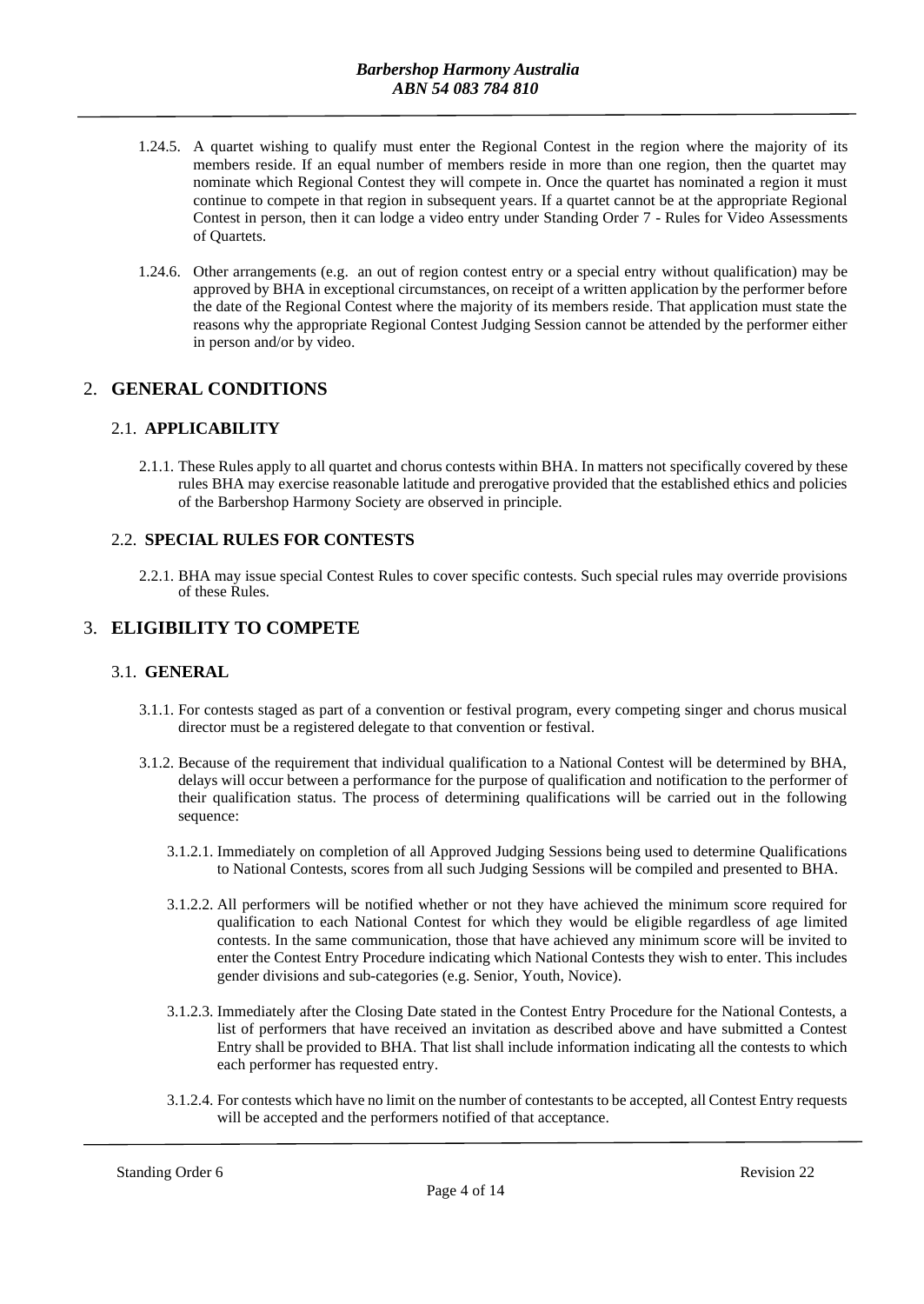1.24.5. A quartet wishing to qualify must enter the Regional Contest in the region where the majority of its members reside. If an equal number of members reside in more than one region, then the quartet may nominate which Regional Contest they will compete in. Once the quartet has nominated a region it must continue to compete in that region in subsequent years. If a quartet cannot be at the appropriate Regional Contest in person, then it can lodge a video entry under Standing Order 7 - Rules for Video Assessments of Quartets.

1.24.6. Other arrangements (e.g. an out of region contest entry or a special entry without qualification) may be approved by BHA in exceptional circumstances, on receipt of a written application by the performer before the date of the Regional Contest where the majority of its members reside. That application must state the reasons why the appropriate Regional Contest Judging Session cannot be attended by the performer either in person and/or by video.

## 2. GENERAL CONDITIONS

### 2.1. APPLICABILITY

2.1.1. These Rules apply to all quartet and chorus contests within BHA. In matters not specifically covered by these rules BHA may exercise reasonable latitude and prerogative provided that the established ethics and policies of the Barbershop Harmony Society are observed in principle.

### 2.2. SPECIAL RULES FOR CONTESTS

2.2.1. BHA may issue special Contest Rules to cover specific contests. Such special rules may override provisions of these Rules.

## 3. ELIGIBILITY TO COMPETE

### 3.1. GENERAL

3.1.1. For contests staged as part of a convention or festival program, every competing singer and chorus musical director must be a registered delegate to that convention or festival.

3.1.2. Because of the requirement that individual qualification to a National Contest will be determined by BHA, delays will occur between a performance for the purpose of qualification and notification to the performer of their qualification status. The process of determining qualifications will be carried out in the following sequence:

3.1.2.1. Immediately on completion of all Approved Judging Sessions being used to determine Qualifications to National Contests, scores from all such Judging Sessions will be compiled and presented to BHA.

3.1.2.2. All performers will be notified whether or not they have achieved the minimum score required for qualification to each National Contest for which they would be eligible regardless of age limited contests. In the same communication, those that have achieved any minimum score will be invited to enter the Contest Entry Procedure indicating which National Contests they wish to enter. This includes gender divisions and sub-categories (e.g. Senior, Youth, Novice).

3.1.2.3. Immediately after the Closing Date stated in the Contest Entry Procedure for the National Contests, a list of performers that have received an invitation as described above and have submitted a Contest Entry shall be provided to BHA. That list shall include information indicating all the contests to which each performer has requested entry.

3.1.2.4. For contests which have no limit on the number of contestants to be accepted, all Contest Entry requests will be accepted and the performers notified of that acceptance.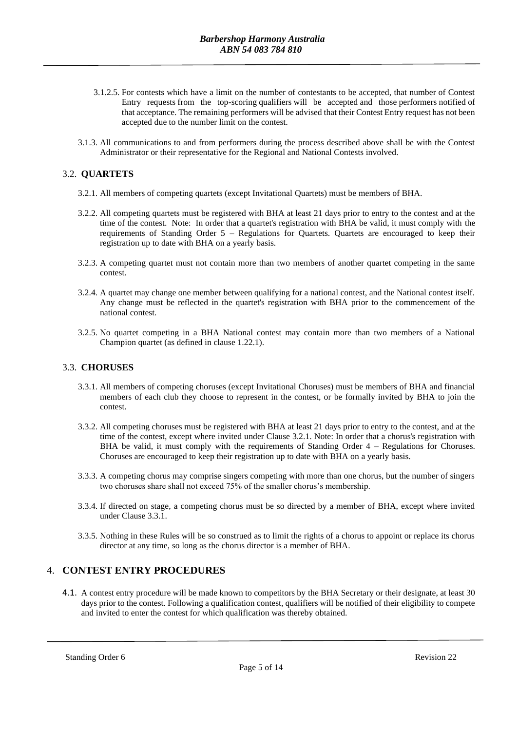3.1.2.5. For contests which have a limit on the number of contestants to be accepted, that number of Contest Entry requests from the top-scoring qualifiers will be accepted and those performers notified of that acceptance. The remaining performers will be advised that their Contest Entry request has not been accepted due to the number limit on the contest.

3.1.3. All communications to and from performers during the process described above shall be with the Contest Administrator or their representative for the Regional and National Contests involved.

## 3.2. QUARTETS

3.2.1. All members of competing quartets (except Invitational Quartets) must be members of BHA.

3.2.2. All competing quartets must be registered with BHA at least 21 days prior to entry to the contest and at the time of the contest. Note: In order that a quartet's registration with BHA be valid, it must comply with the requirements of Standing Order 5 – Regulations for Quartets. Quartets are encouraged to keep their registration up to date with BHA on a yearly basis.

3.2.3. A competing quartet must not contain more than two members of another quartet competing in the same contest.

3.2.4. A quartet may change one member between qualifying for a national contest, and the National contest itself. Any change must be reflected in the quartet's registration with BHA prior to the commencement of the national contest.

3.2.5. No quartet competing in a BHA National contest may contain more than two members of a National Champion quartet (as defined in clause 1.22.1).

## 3.3. CHORUSES

3.3.1. All members of competing choruses (except Invitational Choruses) must be members of BHA and financial members of each club they choose to represent in the contest, or be formally invited by BHA to join the contest.

3.3.2. All competing choruses must be registered with BHA at least 21 days prior to entry to the contest, and at the time of the contest, except where invited under Clause 3.2.1. Note: In order that a chorus's registration with BHA be valid, it must comply with the requirements of Standing Order 4 – Regulations for Choruses. Choruses are encouraged to keep their registration up to date with BHA on a yearly basis.

3.3.3. A competing chorus may comprise singers competing with more than one chorus, but the number of singers two choruses share shall not exceed 75% of the smaller chorus's membership.

3.3.4. If directed on stage, a competing chorus must be so directed by a member of BHA, except where invited under Clause 3.3.1.

3.3.5. Nothing in these Rules will be so construed as to limit the rights of a chorus to appoint or replace its chorus director at any time, so long as the chorus director is a member of BHA.

# 4. CONTEST ENTRY PROCEDURES

4.1. A contest entry procedure will be made known to competitors by the BHA Secretary or their designate, at least 30 days prior to the contest. Following a qualification contest, qualifiers will be notified of their eligibility to compete and invited to enter the contest for which qualification was thereby obtained.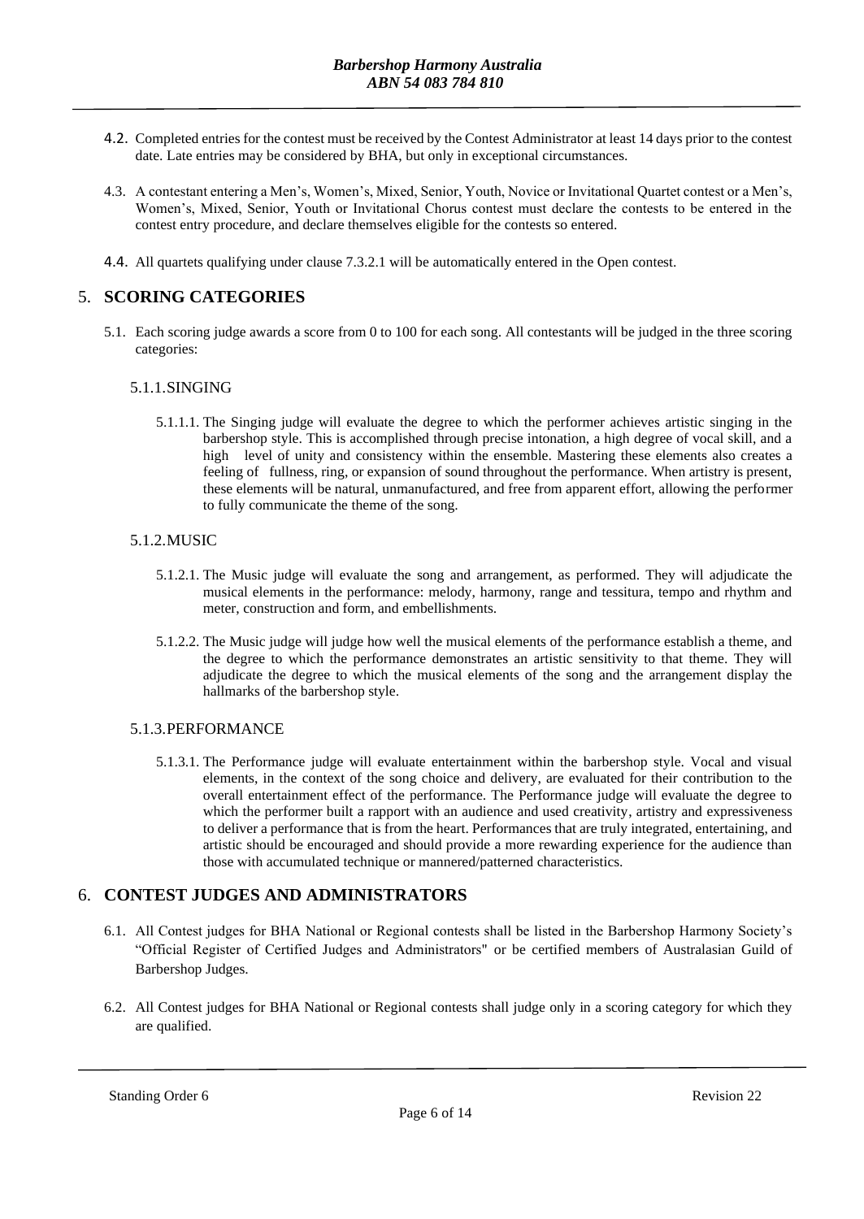4.2. Completed entries for the contest must be received by the Contest Administrator at least 14 days prior to the contest date. Late entries may be considered by BHA, but only in exceptional circumstances.

4.3. A contestant entering a Men's, Women's, Mixed, Senior, Youth, Novice or Invitational Quartet contest or a Men's, Women's, Mixed, Senior, Youth or Invitational Chorus contest must declare the contests to be entered in the contest entry procedure, and declare themselves eligible for the contests so entered.

4.4. All quartets qualifying under clause 7.3.2.1 will be automatically entered in the Open contest.

## 5. SCORING CATEGORIES

5.1. Each scoring judge awards a score from 0 to 100 for each song. All contestants will be judged in the three scoring categories:

### 5.1.1. SINGING

5.1.1.1. The Singing judge will evaluate the degree to which the performer achieves artistic singing in the barbershop style. This is accomplished through precise intonation, a high degree of vocal skill, and a high level of unity and consistency within the ensemble. Mastering these elements also creates a feeling of fullness, ring, or expansion of sound throughout the performance. When artistry is present, these elements will be natural, unmanufactured, and free from apparent effort, allowing the performer to fully communicate the theme of the song.

### 5.1.2. MUSIC

5.1.2.1. The Music judge will evaluate the song and arrangement, as performed. They will adjudicate the musical elements in the performance: melody, harmony, range and tessitura, tempo and rhythm and meter, construction and form, and embellishments.

5.1.2.2. The Music judge will judge how well the musical elements of the performance establish a theme, and the degree to which the performance demonstrates an artistic sensitivity to that theme. They will adjudicate the degree to which the musical elements of the song and the arrangement display the hallmarks of the barbershop style.

### 5.1.3. PERFORMANCE

5.1.3.1. The Performance judge will evaluate entertainment within the barbershop style. Vocal and visual elements, in the context of the song choice and delivery, are evaluated for their contribution to the overall entertainment effect of the performance. The Performance judge will evaluate the degree to which the performer built a rapport with an audience and used creativity, artistry and expressiveness to deliver a performance that is from the heart. Performances that are truly integrated, entertaining, and artistic should be encouraged and should provide a more rewarding experience for the audience than those with accumulated technique or mannered/patterned characteristics.

## 6. CONTEST JUDGES AND ADMINISTRATORS

6.1. All Contest judges for BHA National or Regional contests shall be listed in the Barbershop Harmony Society's "Official Register of Certified Judges and Administrators" or be certified members of Australasian Guild of Barbershop Judges.

6.2. All Contest judges for BHA National or Regional contests shall judge only in a scoring category for which they are qualified.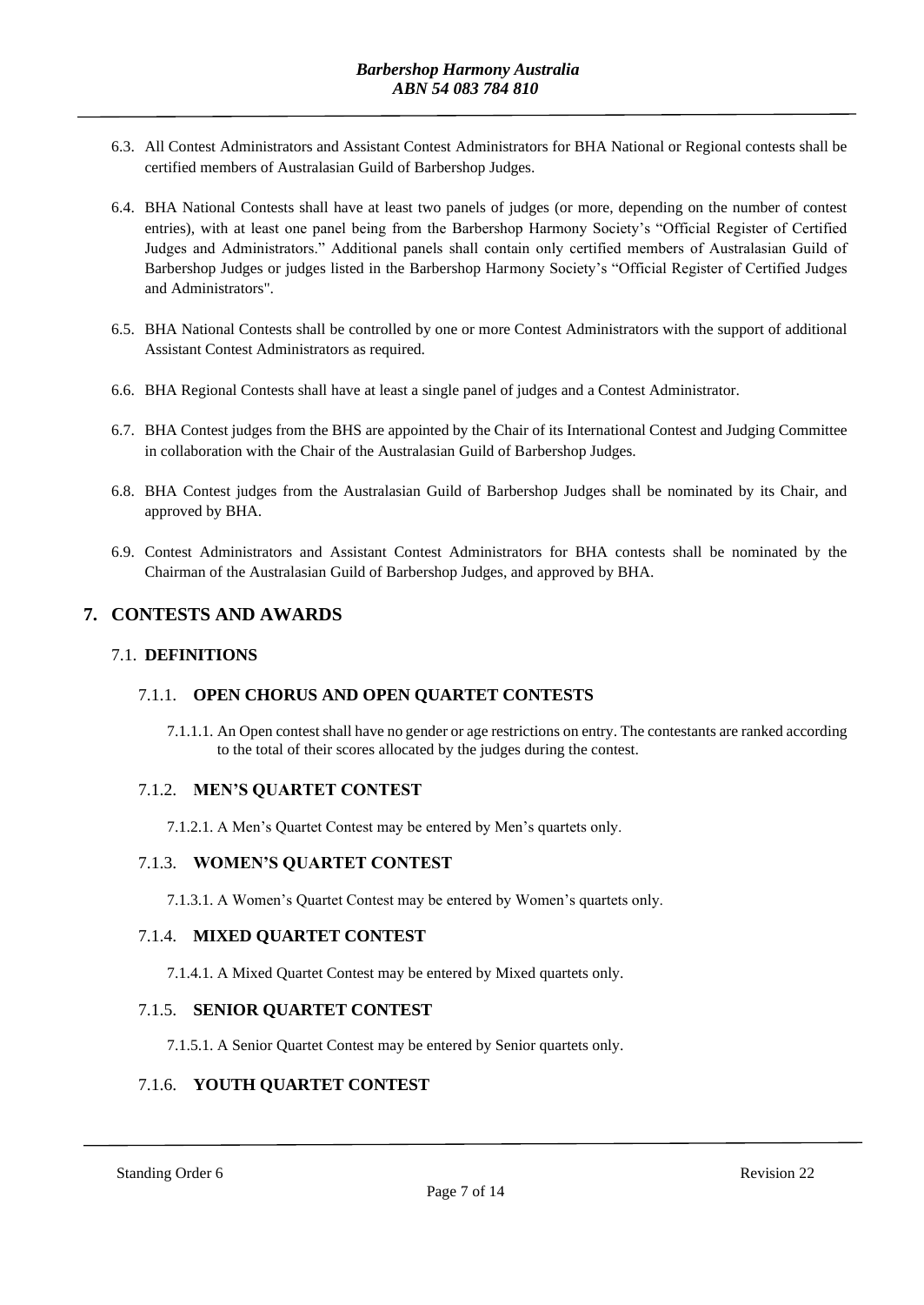6.3. All Contest Administrators and Assistant Contest Administrators for BHA National or Regional contests shall be certified members of Australasian Guild of Barbershop Judges.

6.4. BHA National Contests shall have at least two panels of judges (or more, depending on the number of contest entries), with at least one panel being from the Barbershop Harmony Society's "Official Register of Certified Judges and Administrators." Additional panels shall contain only certified members of Australasian Guild of Barbershop Judges or judges listed in the Barbershop Harmony Society's "Official Register of Certified Judges and Administrators".

6.5. BHA National Contests shall be controlled by one or more Contest Administrators with the support of additional Assistant Contest Administrators as required.

6.6. BHA Regional Contests shall have at least a single panel of judges and a Contest Administrator.

6.7. BHA Contest judges from the BHS are appointed by the Chair of its International Contest and Judging Committee in collaboration with the Chair of the Australasian Guild of Barbershop Judges.

6.8. BHA Contest judges from the Australasian Guild of Barbershop Judges shall be nominated by its Chair, and approved by BHA.

6.9. Contest Administrators and Assistant Contest Administrators for BHA contests shall be nominated by the Chairman of the Australasian Guild of Barbershop Judges, and approved by BHA.

## 7. CONTESTS AND AWARDS

### 7.1. DEFINITIONS

#### 7.1.1. OPEN CHORUS AND OPEN QUARTET CONTESTS

7.1.1.1. An Open contest shall have no gender or age restrictions on entry. The contestants are ranked according to the total of their scores allocated by the judges during the contest.

#### 7.1.2. MEN'S QUARTET CONTEST

7.1.2.1. A Men's Quartet Contest may be entered by Men's quartets only.

#### 7.1.3. WOMEN'S QUARTET CONTEST

7.1.3.1. A Women's Quartet Contest may be entered by Women's quartets only.

#### 7.1.4. MIXED QUARTET CONTEST

7.1.4.1. A Mixed Quartet Contest may be entered by Mixed quartets only.

#### 7.1.5. SENIOR QUARTET CONTEST

7.1.5.1. A Senior Quartet Contest may be entered by Senior quartets only.

#### 7.1.6. YOUTH QUARTET CONTEST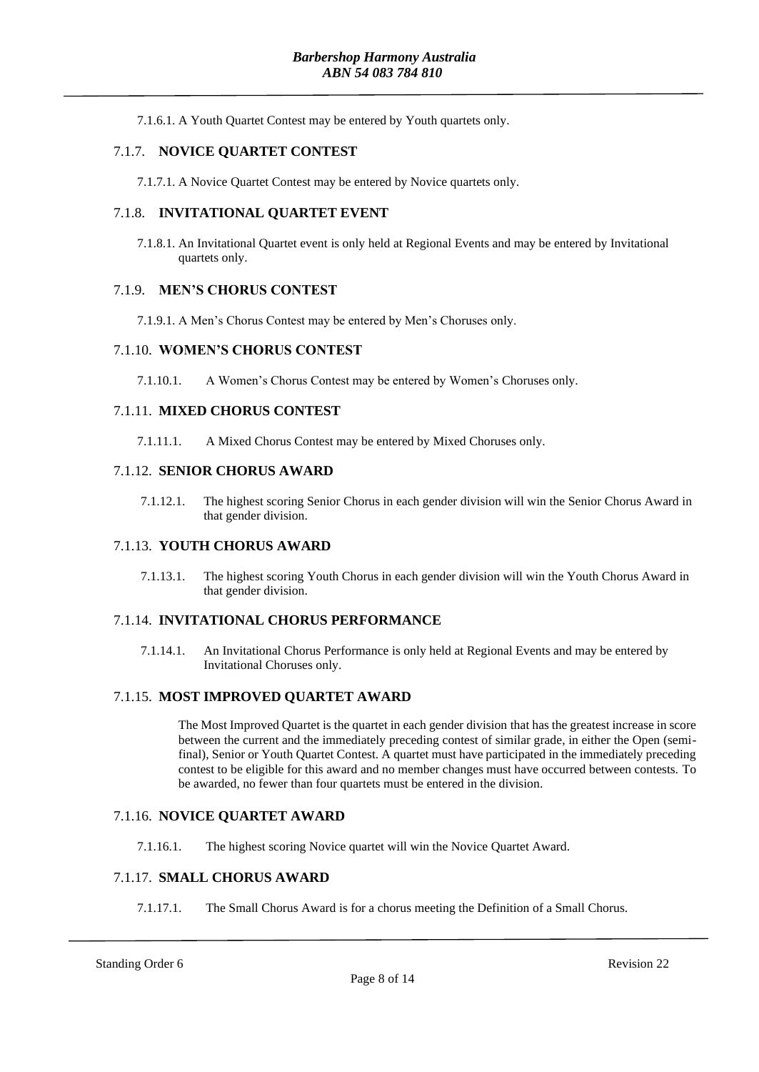7.1.6.1. A Youth Quartet Contest may be entered by Youth quartets only.

### 7.1.7. NOVICE QUARTET CONTEST

7.1.7.1. A Novice Quartet Contest may be entered by Novice quartets only.

### 7.1.8. INVITATIONAL QUARTET EVENT

7.1.8.1. An Invitational Quartet event is only held at Regional Events and may be entered by Invitational quartets only.

### 7.1.9. MEN'S CHORUS CONTEST

7.1.9.1. A Men's Chorus Contest may be entered by Men's Choruses only.

### 7.1.10. WOMEN'S CHORUS CONTEST

7.1.10.1. A Women's Chorus Contest may be entered by Women's Choruses only.

### 7.1.11. MIXED CHORUS CONTEST

7.1.11.1. A Mixed Chorus Contest may be entered by Mixed Choruses only.

### 7.1.12. SENIOR CHORUS AWARD

7.1.12.1. The highest scoring Senior Chorus in each gender division will win the Senior Chorus Award in that gender division.

### 7.1.13. YOUTH CHORUS AWARD

7.1.13.1. The highest scoring Youth Chorus in each gender division will win the Youth Chorus Award in that gender division.

### 7.1.14. INVITATIONAL CHORUS PERFORMANCE

7.1.14.1. An Invitational Chorus Performance is only held at Regional Events and may be entered by Invitational Choruses only.

### 7.1.15. MOST IMPROVED QUARTET AWARD

The Most Improved Quartet is the quartet in each gender division that has the greatest increase in score between the current and the immediately preceding contest of similar grade, in either the Open (semi-final), Senior or Youth Quartet Contest. A quartet must have participated in the immediately preceding contest to be eligible for this award and no member changes must have occurred between contests. To be awarded, no fewer than four quartets must be entered in the division.

### 7.1.16. NOVICE QUARTET AWARD

7.1.16.1. The highest scoring Novice quartet will win the Novice Quartet Award.

### 7.1.17. SMALL CHORUS AWARD

7.1.17.1. The Small Chorus Award is for a chorus meeting the Definition of a Small Chorus.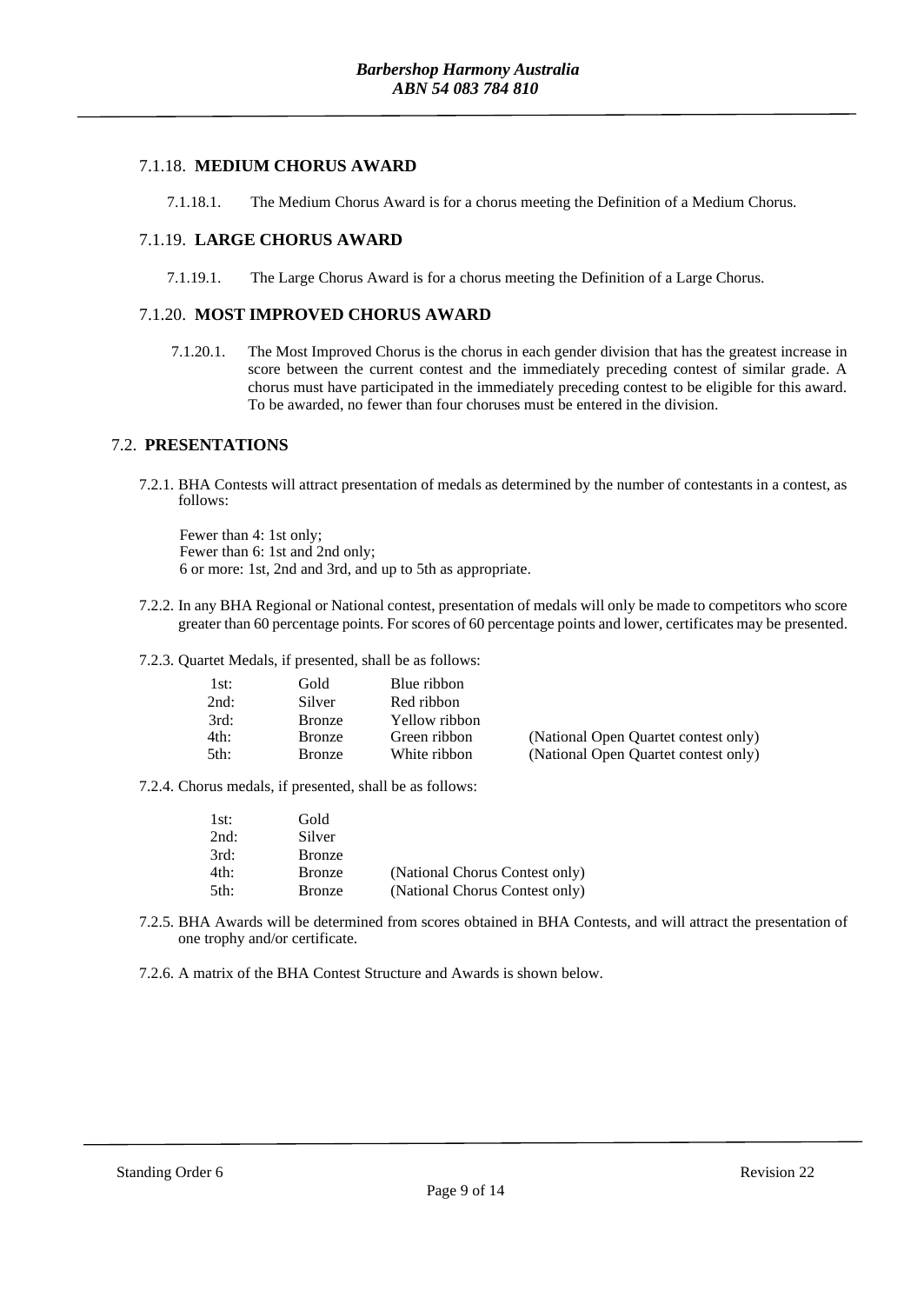### 7.1.18. MEDIUM CHORUS AWARD

7.1.18.1. The Medium Chorus Award is for a chorus meeting the Definition of a Medium Chorus.

### 7.1.19. LARGE CHORUS AWARD

7.1.19.1. The Large Chorus Award is for a chorus meeting the Definition of a Large Chorus.

### 7.1.20. MOST IMPROVED CHORUS AWARD

7.1.20.1. The Most Improved Chorus is the chorus in each gender division that has the greatest increase in score between the current contest and the immediately preceding contest of similar grade. A chorus must have participated in the immediately preceding contest to be eligible for this award. To be awarded, no fewer than four choruses must be entered in the division.

## 7.2. PRESENTATIONS

7.2.1. BHA Contests will attract presentation of medals as determined by the number of contestants in a contest, as follows:

Fewer than 4: 1st only;
Fewer than 6: 1st and 2nd only;
6 or more: 1st, 2nd and 3rd, and up to 5th as appropriate.

7.2.2. In any BHA Regional or National contest, presentation of medals will only be made to competitors who score greater than 60 percentage points. For scores of 60 percentage points and lower, certificates may be presented.

7.2.3. Quartet Medals, if presented, shall be as follows:

| | | | |
|---|---|---|---|
| 1st: | Gold | Blue ribbon | |
| 2nd: | Silver | Red ribbon | |
| 3rd: | Bronze | Yellow ribbon | |
| 4th: | Bronze | Green ribbon | (National Open Quartet contest only) |
| 5th: | Bronze | White ribbon | (National Open Quartet contest only) |

7.2.4. Chorus medals, if presented, shall be as follows:

| | | |
|---|---|---|
| 1st: | Gold | |
| 2nd: | Silver | |
| 3rd: | Bronze | |
| 4th: | Bronze | (National Chorus Contest only) |
| 5th: | Bronze | (National Chorus Contest only) |

7.2.5. BHA Awards will be determined from scores obtained in BHA Contests, and will attract the presentation of one trophy and/or certificate.

7.2.6. A matrix of the BHA Contest Structure and Awards is shown below.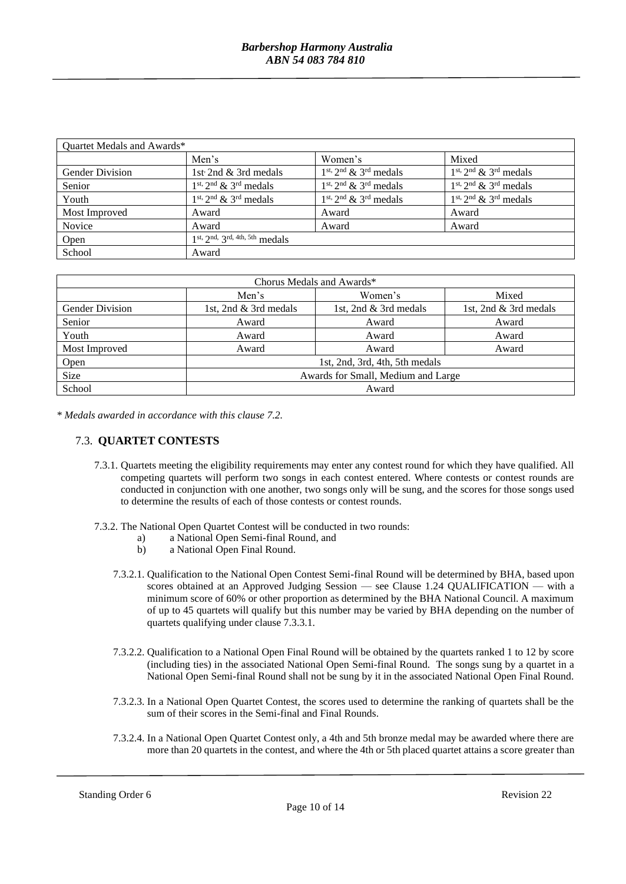| Quartet Medals and Awards* | | | |
|---|---|---|---|
| | Men's | Women's | Mixed |
| Gender Division | 1st, 2nd & 3rd medals | 1st, 2nd & 3rd medals | 1st, 2nd & 3rd medals |
| Senior | 1st, 2nd & 3rd medals | 1st, 2nd & 3rd medals | 1st, 2nd & 3rd medals |
| Youth | 1st, 2nd & 3rd medals | 1st, 2nd & 3rd medals | 1st, 2nd & 3rd medals |
| Most Improved | Award | Award | Award |
| Novice | Award | Award | Award |
| Open | 1st, 2nd, 3rd, 4th, 5th medals | | |
| School | Award | | |

| Chorus Medals and Awards* | | | |
|---|---|---|---|
| | Men's | Women's | Mixed |
| Gender Division | 1st, 2nd & 3rd medals | 1st, 2nd & 3rd medals | 1st, 2nd & 3rd medals |
| Senior | Award | Award | Award |
| Youth | Award | Award | Award |
| Most Improved | Award | Award | Award |
| Open | 1st, 2nd, 3rd, 4th, 5th medals | | |
| Size | Awards for Small, Medium and Large | | |
| School | Award | | |

*\* Medals awarded in accordance with this clause 7.2.*

## 7.3. QUARTET CONTESTS

7.3.1. Quartets meeting the eligibility requirements may enter any contest round for which they have qualified. All competing quartets will perform two songs in each contest entered. Where contests or contest rounds are conducted in conjunction with one another, two songs only will be sung, and the scores for those songs used to determine the results of each of those contests or contest rounds.

7.3.2. The National Open Quartet Contest will be conducted in two rounds:

- a) a National Open Semi-final Round, and
- b) a National Open Final Round.

7.3.2.1. Qualification to the National Open Contest Semi-final Round will be determined by BHA, based upon scores obtained at an Approved Judging Session — see Clause 1.24 QUALIFICATION — with a minimum score of 60% or other proportion as determined by the BHA National Council. A maximum of up to 45 quartets will qualify but this number may be varied by BHA depending on the number of quartets qualifying under clause 7.3.3.1.

7.3.2.2. Qualification to a National Open Final Round will be obtained by the quartets ranked 1 to 12 by score (including ties) in the associated National Open Semi-final Round. The songs sung by a quartet in a National Open Semi-final Round shall not be sung by it in the associated National Open Final Round.

7.3.2.3. In a National Open Quartet Contest, the scores used to determine the ranking of quartets shall be the sum of their scores in the Semi-final and Final Rounds.

7.3.2.4. In a National Open Quartet Contest only, a 4th and 5th bronze medal may be awarded where there are more than 20 quartets in the contest, and where the 4th or 5th placed quartet attains a score greater than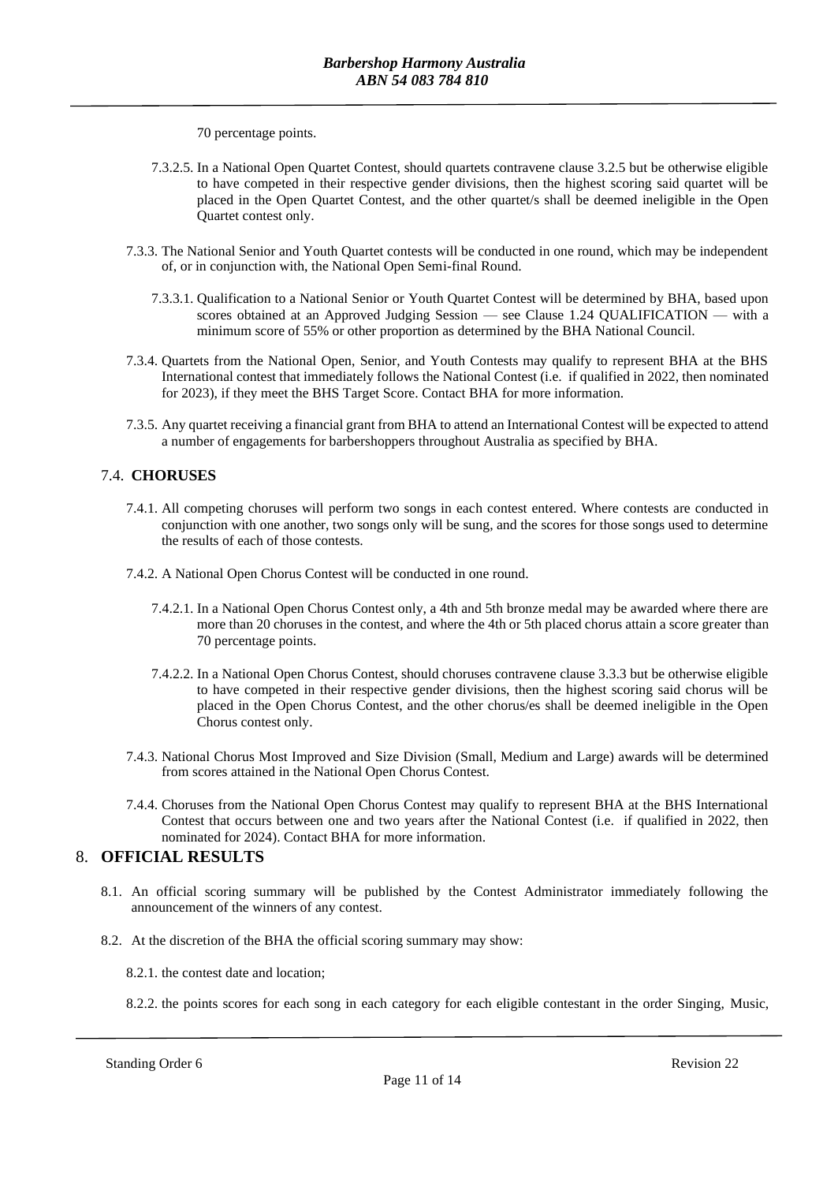70 percentage points.

7.3.2.5. In a National Open Quartet Contest, should quartets contravene clause 3.2.5 but be otherwise eligible to have competed in their respective gender divisions, then the highest scoring said quartet will be placed in the Open Quartet Contest, and the other quartet/s shall be deemed ineligible in the Open Quartet contest only.

7.3.3. The National Senior and Youth Quartet contests will be conducted in one round, which may be independent of, or in conjunction with, the National Open Semi-final Round.

7.3.3.1. Qualification to a National Senior or Youth Quartet Contest will be determined by BHA, based upon scores obtained at an Approved Judging Session — see Clause 1.24 QUALIFICATION — with a minimum score of 55% or other proportion as determined by the BHA National Council.

7.3.4. Quartets from the National Open, Senior, and Youth Contests may qualify to represent BHA at the BHS International contest that immediately follows the National Contest (i.e. if qualified in 2022, then nominated for 2023), if they meet the BHS Target Score. Contact BHA for more information.

7.3.5. Any quartet receiving a financial grant from BHA to attend an International Contest will be expected to attend a number of engagements for barbershoppers throughout Australia as specified by BHA.

## 7.4. CHORUSES

7.4.1. All competing choruses will perform two songs in each contest entered. Where contests are conducted in conjunction with one another, two songs only will be sung, and the scores for those songs used to determine the results of each of those contests.

7.4.2. A National Open Chorus Contest will be conducted in one round.

7.4.2.1. In a National Open Chorus Contest only, a 4th and 5th bronze medal may be awarded where there are more than 20 choruses in the contest, and where the 4th or 5th placed chorus attain a score greater than 70 percentage points.

7.4.2.2. In a National Open Chorus Contest, should choruses contravene clause 3.3.3 but be otherwise eligible to have competed in their respective gender divisions, then the highest scoring said chorus will be placed in the Open Chorus Contest, and the other chorus/es shall be deemed ineligible in the Open Chorus contest only.

7.4.3. National Chorus Most Improved and Size Division (Small, Medium and Large) awards will be determined from scores attained in the National Open Chorus Contest.

7.4.4. Choruses from the National Open Chorus Contest may qualify to represent BHA at the BHS International Contest that occurs between one and two years after the National Contest (i.e. if qualified in 2022, then nominated for 2024). Contact BHA for more information.

# 8. OFFICIAL RESULTS

8.1. An official scoring summary will be published by the Contest Administrator immediately following the announcement of the winners of any contest.

8.2. At the discretion of the BHA the official scoring summary may show:

8.2.1. the contest date and location;

8.2.2. the points scores for each song in each category for each eligible contestant in the order Singing, Music,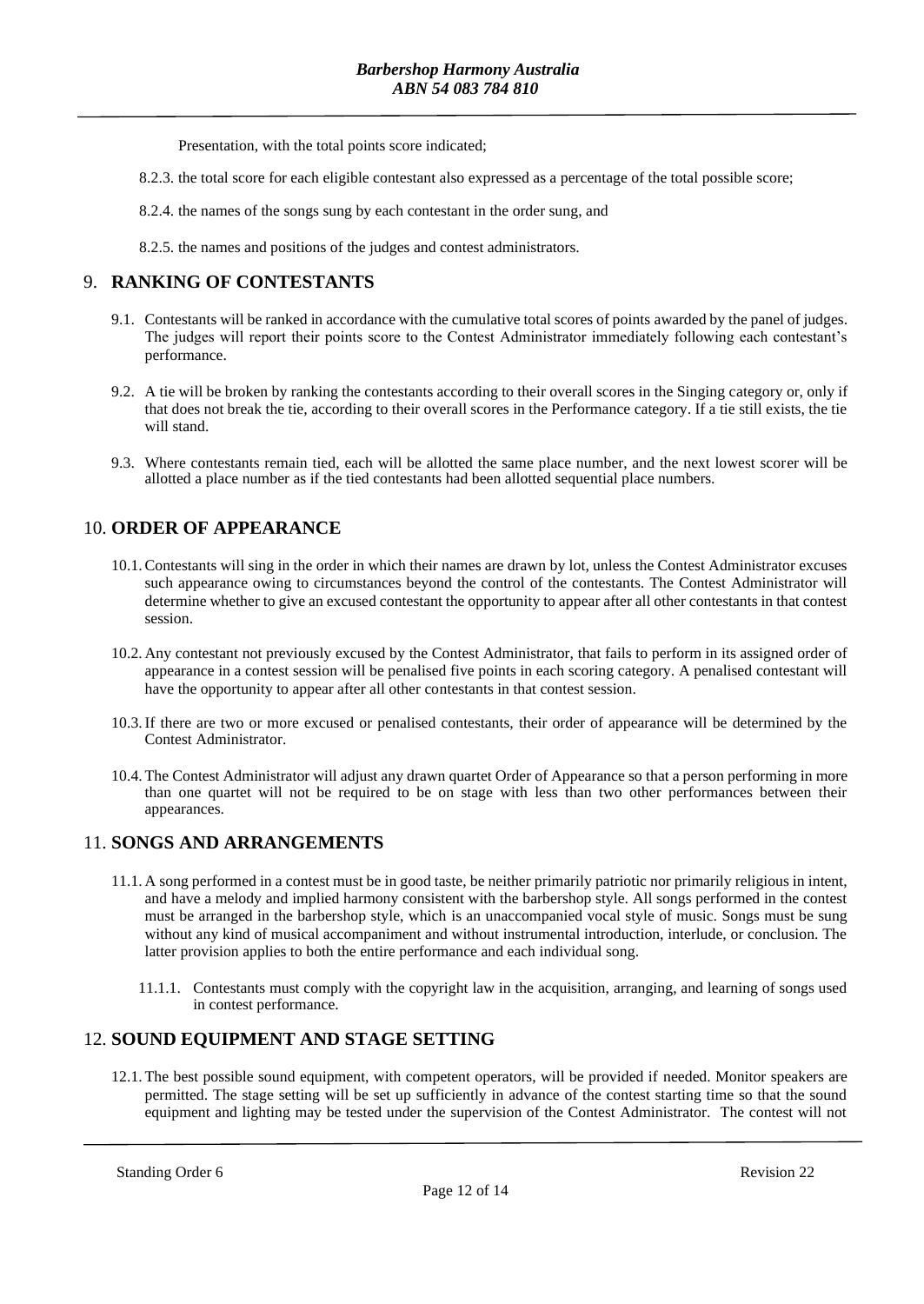Presentation, with the total points score indicated;

8.2.3. the total score for each eligible contestant also expressed as a percentage of the total possible score;

8.2.4. the names of the songs sung by each contestant in the order sung, and

8.2.5. the names and positions of the judges and contest administrators.

## 9. RANKING OF CONTESTANTS

9.1. Contestants will be ranked in accordance with the cumulative total scores of points awarded by the panel of judges. The judges will report their points score to the Contest Administrator immediately following each contestant's performance.

9.2. A tie will be broken by ranking the contestants according to their overall scores in the Singing category or, only if that does not break the tie, according to their overall scores in the Performance category. If a tie still exists, the tie will stand.

9.3. Where contestants remain tied, each will be allotted the same place number, and the next lowest scorer will be allotted a place number as if the tied contestants had been allotted sequential place numbers.

## 10. ORDER OF APPEARANCE

10.1. Contestants will sing in the order in which their names are drawn by lot, unless the Contest Administrator excuses such appearance owing to circumstances beyond the control of the contestants. The Contest Administrator will determine whether to give an excused contestant the opportunity to appear after all other contestants in that contest session.

10.2. Any contestant not previously excused by the Contest Administrator, that fails to perform in its assigned order of appearance in a contest session will be penalised five points in each scoring category. A penalised contestant will have the opportunity to appear after all other contestants in that contest session.

10.3. If there are two or more excused or penalised contestants, their order of appearance will be determined by the Contest Administrator.

10.4. The Contest Administrator will adjust any drawn quartet Order of Appearance so that a person performing in more than one quartet will not be required to be on stage with less than two other performances between their appearances.

## 11. SONGS AND ARRANGEMENTS

11.1. A song performed in a contest must be in good taste, be neither primarily patriotic nor primarily religious in intent, and have a melody and implied harmony consistent with the barbershop style. All songs performed in the contest must be arranged in the barbershop style, which is an unaccompanied vocal style of music. Songs must be sung without any kind of musical accompaniment and without instrumental introduction, interlude, or conclusion. The latter provision applies to both the entire performance and each individual song.

11.1.1. Contestants must comply with the copyright law in the acquisition, arranging, and learning of songs used in contest performance.

## 12. SOUND EQUIPMENT AND STAGE SETTING

12.1. The best possible sound equipment, with competent operators, will be provided if needed. Monitor speakers are permitted. The stage setting will be set up sufficiently in advance of the contest starting time so that the sound equipment and lighting may be tested under the supervision of the Contest Administrator. The contest will not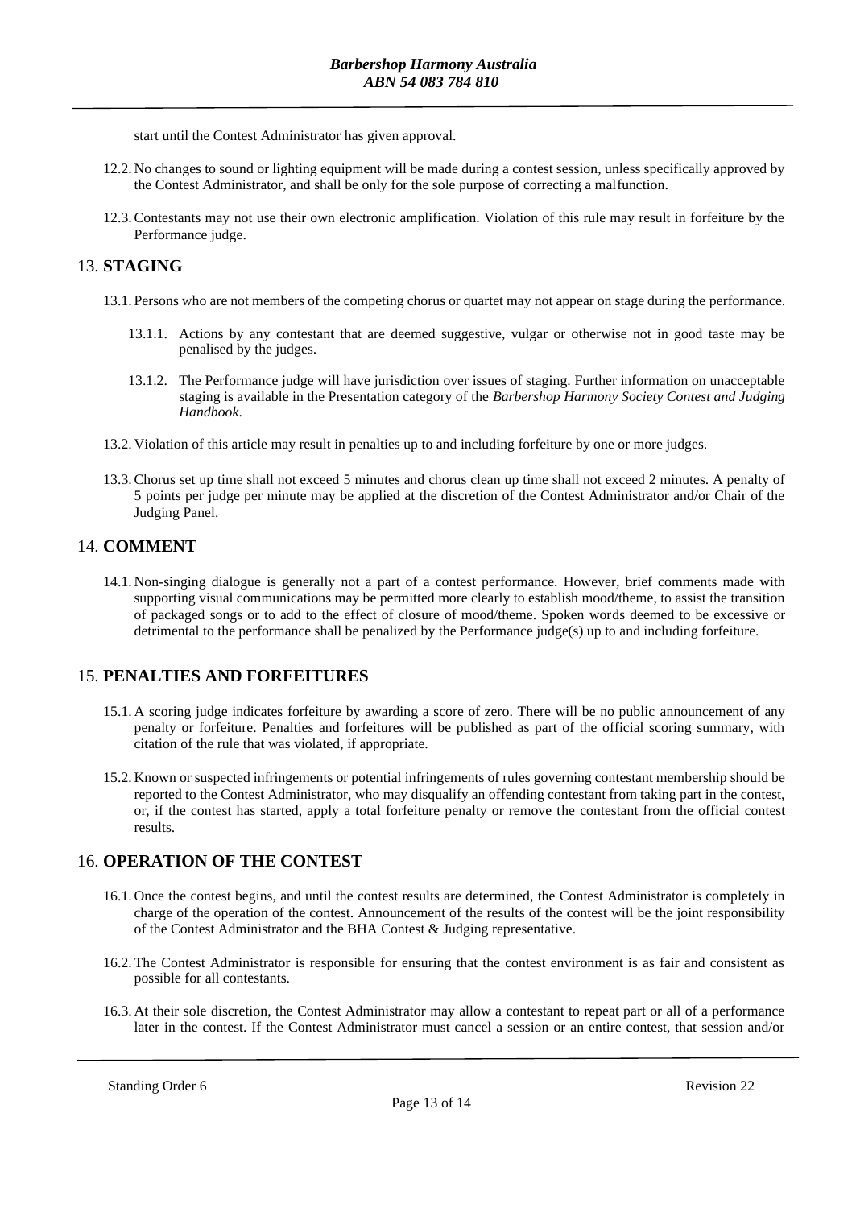start until the Contest Administrator has given approval.

12.2. No changes to sound or lighting equipment will be made during a contest session, unless specifically approved by the Contest Administrator, and shall be only for the sole purpose of correcting a malfunction.

12.3. Contestants may not use their own electronic amplification. Violation of this rule may result in forfeiture by the Performance judge.

## 13. **STAGING**

13.1. Persons who are not members of the competing chorus or quartet may not appear on stage during the performance.

13.1.1. Actions by any contestant that are deemed suggestive, vulgar or otherwise not in good taste may be penalised by the judges.

13.1.2. The Performance judge will have jurisdiction over issues of staging. Further information on unacceptable staging is available in the Presentation category of the *Barbershop Harmony Society Contest and Judging Handbook*.

13.2. Violation of this article may result in penalties up to and including forfeiture by one or more judges.

13.3. Chorus set up time shall not exceed 5 minutes and chorus clean up time shall not exceed 2 minutes. A penalty of 5 points per judge per minute may be applied at the discretion of the Contest Administrator and/or Chair of the Judging Panel.

## 14. **COMMENT**

14.1. Non-singing dialogue is generally not a part of a contest performance. However, brief comments made with supporting visual communications may be permitted more clearly to establish mood/theme, to assist the transition of packaged songs or to add to the effect of closure of mood/theme. Spoken words deemed to be excessive or detrimental to the performance shall be penalized by the Performance judge(s) up to and including forfeiture.

## 15. **PENALTIES AND FORFEITURES**

15.1. A scoring judge indicates forfeiture by awarding a score of zero. There will be no public announcement of any penalty or forfeiture. Penalties and forfeitures will be published as part of the official scoring summary, with citation of the rule that was violated, if appropriate.

15.2. Known or suspected infringements or potential infringements of rules governing contestant membership should be reported to the Contest Administrator, who may disqualify an offending contestant from taking part in the contest, or, if the contest has started, apply a total forfeiture penalty or remove the contestant from the official contest results.

## 16. **OPERATION OF THE CONTEST**

16.1. Once the contest begins, and until the contest results are determined, the Contest Administrator is completely in charge of the operation of the contest. Announcement of the results of the contest will be the joint responsibility of the Contest Administrator and the BHA Contest & Judging representative.

16.2. The Contest Administrator is responsible for ensuring that the contest environment is as fair and consistent as possible for all contestants.

16.3. At their sole discretion, the Contest Administrator may allow a contestant to repeat part or all of a performance later in the contest. If the Contest Administrator must cancel a session or an entire contest, that session and/or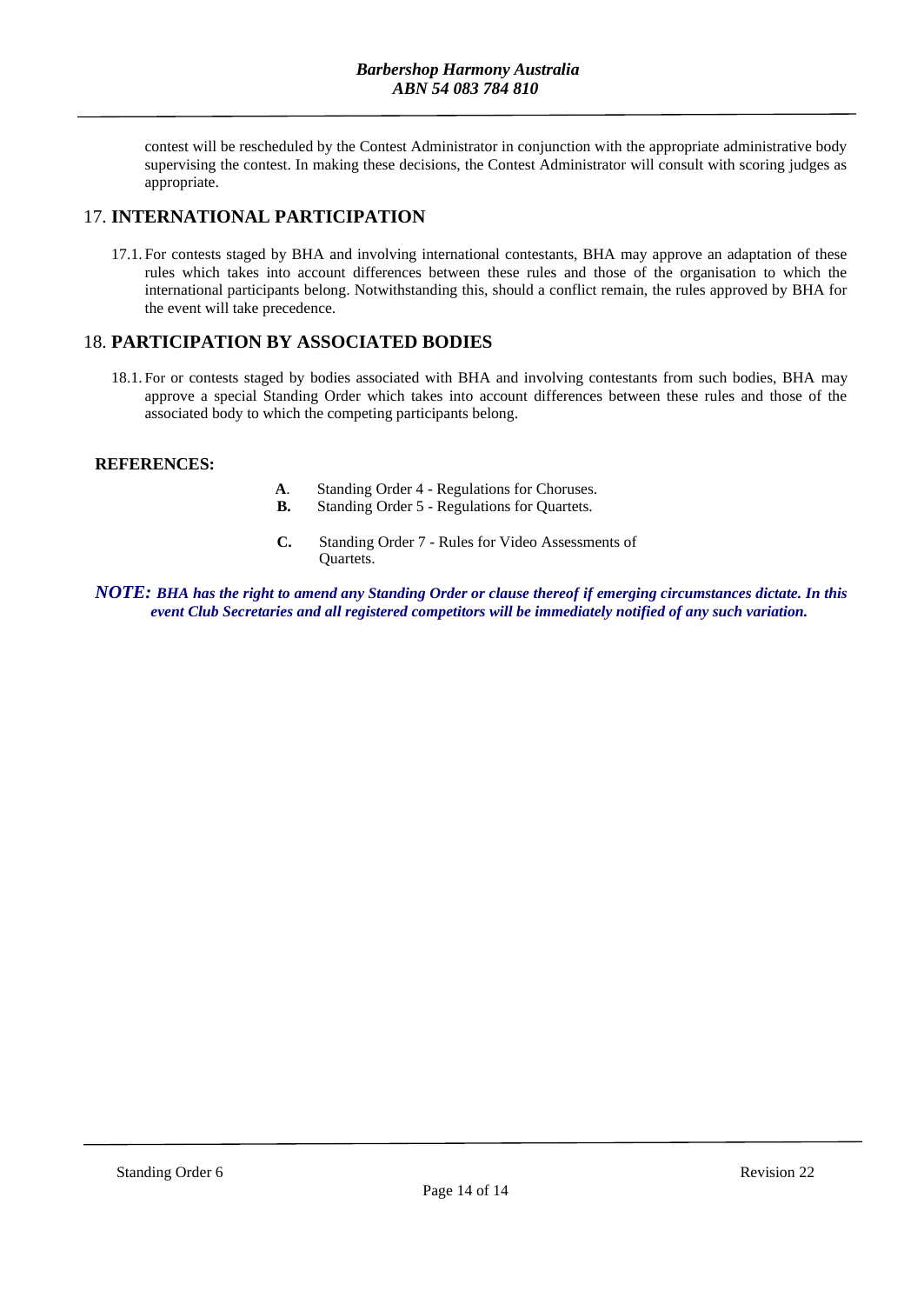contest will be rescheduled by the Contest Administrator in conjunction with the appropriate administrative body supervising the contest. In making these decisions, the Contest Administrator will consult with scoring judges as appropriate.

## 17. INTERNATIONAL PARTICIPATION

17.1. For contests staged by BHA and involving international contestants, BHA may approve an adaptation of these rules which takes into account differences between these rules and those of the organisation to which the international participants belong. Notwithstanding this, should a conflict remain, the rules approved by BHA for the event will take precedence.

## 18. PARTICIPATION BY ASSOCIATED BODIES

18.1. For or contests staged by bodies associated with BHA and involving contestants from such bodies, BHA may approve a special Standing Order which takes into account differences between these rules and those of the associated body to which the competing participants belong.

**REFERENCES:**

**A**. Standing Order 4 - Regulations for Choruses.
**B.** Standing Order 5 - Regulations for Quartets.

**C.** Standing Order 7 - Rules for Video Assessments of Quartets.

***NOTE:*** ***BHA has the right to amend any Standing Order or clause thereof if emerging circumstances dictate. In this event Club Secretaries and all registered competitors will be immediately notified of any such variation.***